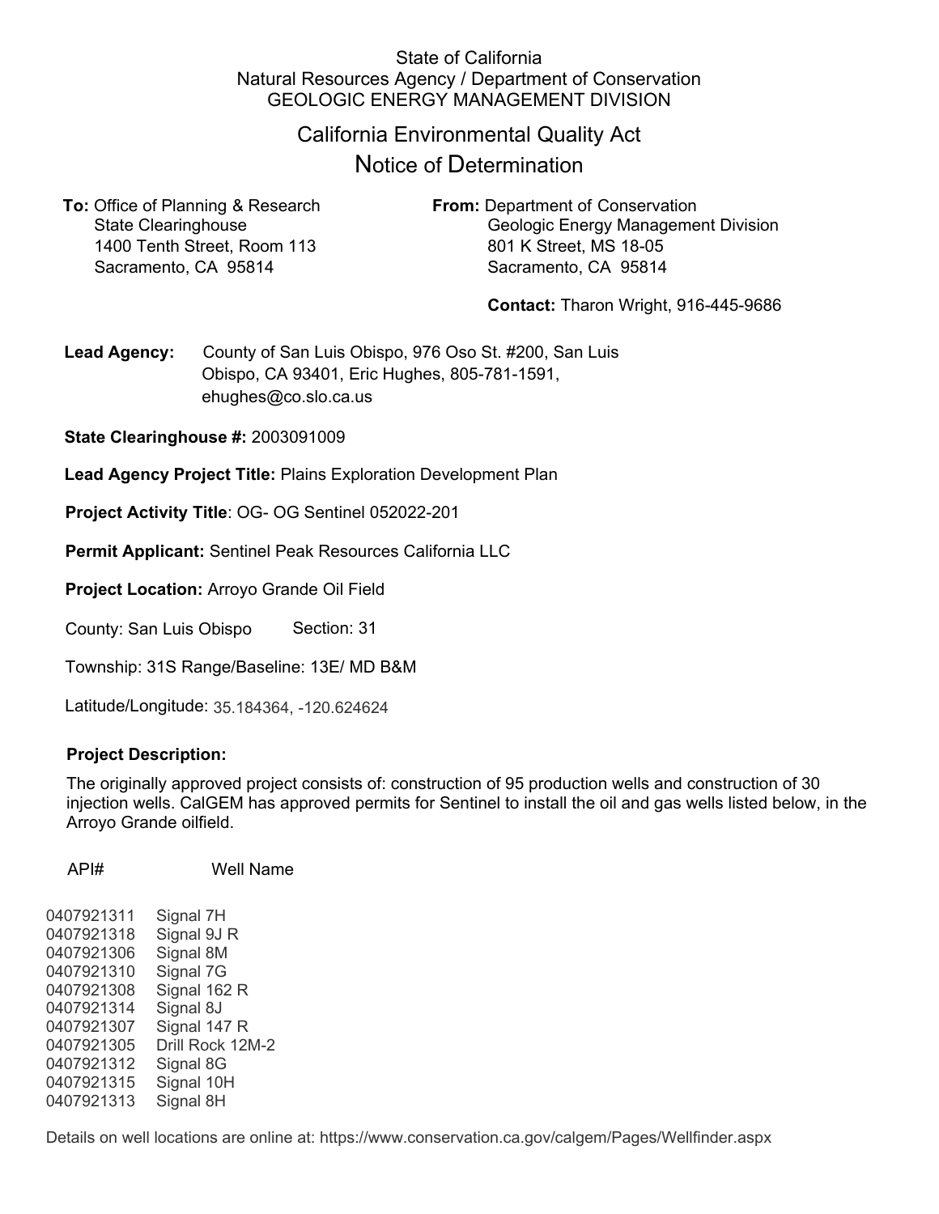State of California
Natural Resources Agency / Department of Conservation
GEOLOGIC ENERGY MANAGEMENT DIVISION

# California Environmental Quality Act
# Notice of Determination

**To:** Office of Planning & Research
State Clearinghouse
1400 Tenth Street, Room 113
Sacramento, CA 95814

**From:** Department of Conservation
Geologic Energy Management Division
801 K Street, MS 18-05
Sacramento, CA 95814

**Contact:** Tharon Wright, 916-445-9686

**Lead Agency:** County of San Luis Obispo, 976 Oso St. #200, San Luis Obispo, CA 93401, Eric Hughes, 805-781-1591, ehughes@co.slo.ca.us

**State Clearinghouse #:** 2003091009

**Lead Agency Project Title:** Plains Exploration Development Plan

**Project Activity Title**: OG- OG Sentinel 052022-201

**Permit Applicant:** Sentinel Peak Resources California LLC

**Project Location:** Arroyo Grande Oil Field

County: San Luis Obispo Section: 31

Township: 31S Range/Baseline: 13E/ MD B&M

Latitude/Longitude: 35.184364, -120.624624

**Project Description:**

The originally approved project consists of: construction of 95 production wells and construction of 30 injection wells. CalGEM has approved permits for Sentinel to install the oil and gas wells listed below, in the Arroyo Grande oilfield.

| API# | Well Name |
|---|---|
| 0407921311 | Signal 7H |
| 0407921318 | Signal 9J R |
| 0407921306 | Signal 8M |
| 0407921310 | Signal 7G |
| 0407921308 | Signal 162 R |
| 0407921314 | Signal 8J |
| 0407921307 | Signal 147 R |
| 0407921305 | Drill Rock 12M-2 |
| 0407921312 | Signal 8G |
| 0407921315 | Signal 10H |
| 0407921313 | Signal 8H |

Details on well locations are online at: https://www.conservation.ca.gov/calgem/Pages/Wellfinder.aspx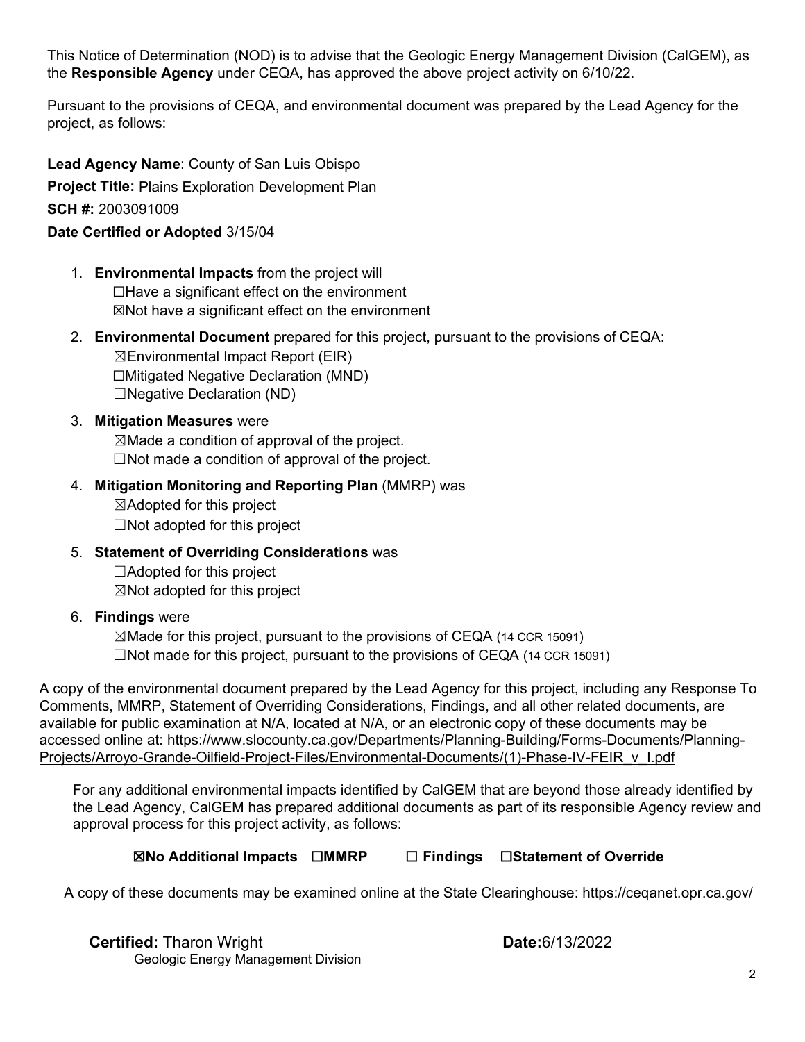This Notice of Determination (NOD) is to advise that the Geologic Energy Management Division (CalGEM), as the **Responsible Agency** under CEQA, has approved the above project activity on 6/10/22.

Pursuant to the provisions of CEQA, and environmental document was prepared by the Lead Agency for the project, as follows:

**Lead Agency Name**: County of San Luis Obispo
**Project Title:** Plains Exploration Development Plan
**SCH #:** 2003091009
**Date Certified or Adopted** 3/15/04

1. **Environmental Impacts** from the project will
   ☐Have a significant effect on the environment
   ☒Not have a significant effect on the environment
2. **Environmental Document** prepared for this project, pursuant to the provisions of CEQA:
   ☒Environmental Impact Report (EIR)
   ☐Mitigated Negative Declaration (MND)
   ☐Negative Declaration (ND)
3. **Mitigation Measures** were
   ☒Made a condition of approval of the project.
   ☐Not made a condition of approval of the project.
4. **Mitigation Monitoring and Reporting Plan** (MMRP) was
   ☒Adopted for this project
   ☐Not adopted for this project
5. **Statement of Overriding Considerations** was
   ☐Adopted for this project
   ☒Not adopted for this project
6. **Findings** were
   ☒Made for this project, pursuant to the provisions of CEQA (14 CCR 15091)
   ☐Not made for this project, pursuant to the provisions of CEQA (14 CCR 15091)

A copy of the environmental document prepared by the Lead Agency for this project, including any Response To Comments, MMRP, Statement of Overriding Considerations, Findings, and all other related documents, are available for public examination at N/A, located at N/A, or an electronic copy of these documents may be accessed online at: https://www.slocounty.ca.gov/Departments/Planning-Building/Forms-Documents/Planning-Projects/Arroyo-Grande-Oilfield-Project-Files/Environmental-Documents/(1)-Phase-IV-FEIR_v_I.pdf

For any additional environmental impacts identified by CalGEM that are beyond those already identified by the Lead Agency, CalGEM has prepared additional documents as part of its responsible Agency review and approval process for this project activity, as follows:

**☒No Additional Impacts ☐MMRP ☐ Findings ☐Statement of Override**

A copy of these documents may be examined online at the State Clearinghouse: https://ceqanet.opr.ca.gov/

**Certified:** Tharon Wright
Geologic Energy Management Division

**Date:** 6/13/2022